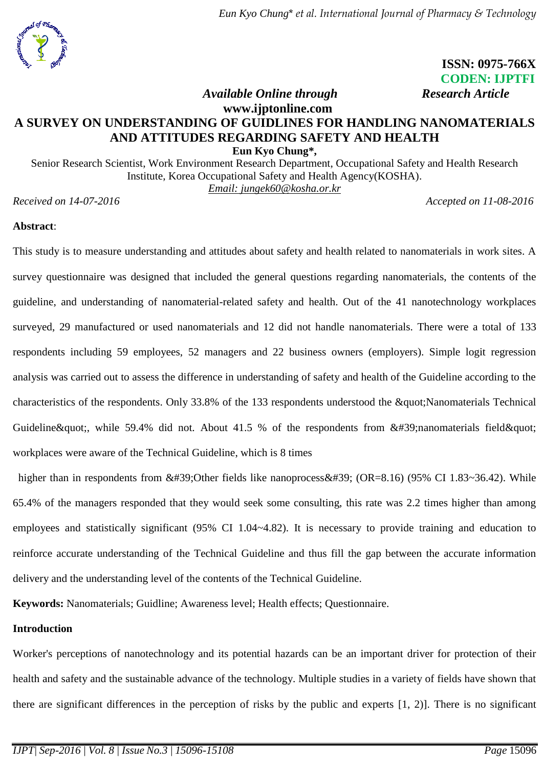ISSN: 0975-766X
CODEN: IJPTFI

*Available Online through* www.ijptonline.com *Research Article*

# A SURVEY ON UNDERSTANDING OF GUIDLINES FOR HANDLING NANOMATERIALS AND ATTITUDES REGARDING SAFETY AND HEALTH

**Eun Kyo Chung\*,**

Senior Research Scientist, Work Environment Research Department, Occupational Safety and Health Research Institute, Korea Occupational Safety and Health Agency(KOSHA).

*Email: jungek60@kosha.or.kr*

*Received on 14-07-2016* *Accepted on 11-08-2016*

**Abstract**:

This study is to measure understanding and attitudes about safety and health related to nanomaterials in work sites. A survey questionnaire was designed that included the general questions regarding nanomaterials, the contents of the guideline, and understanding of nanomaterial-related safety and health. Out of the 41 nanotechnology workplaces surveyed, 29 manufactured or used nanomaterials and 12 did not handle nanomaterials. There were a total of 133 respondents including 59 employees, 52 managers and 22 business owners (employers). Simple logit regression analysis was carried out to assess the difference in understanding of safety and health of the Guideline according to the characteristics of the respondents. Only 33.8% of the 133 respondents understood the &quot;Nanomaterials Technical Guideline&quot;, while 59.4% did not. About 41.5 % of the respondents from &#39;nanomaterials field&quot; workplaces were aware of the Technical Guideline, which is 8 times higher than in respondents from &#39;Other fields like nanoprocess&#39; (OR=8.16) (95% CI 1.83~36.42). While 65.4% of the managers responded that they would seek some consulting, this rate was 2.2 times higher than among employees and statistically significant (95% CI 1.04~4.82). It is necessary to provide training and education to reinforce accurate understanding of the Technical Guideline and thus fill the gap between the accurate information delivery and the understanding level of the contents of the Technical Guideline.

**Keywords:** Nanomaterials; Guidline; Awareness level; Health effects; Questionnaire.

## Introduction

Worker's perceptions of nanotechnology and its potential hazards can be an important driver for protection of their health and safety and the sustainable advance of the technology. Multiple studies in a variety of fields have shown that there are significant differences in the perception of risks by the public and experts [1, 2)]. There is no significant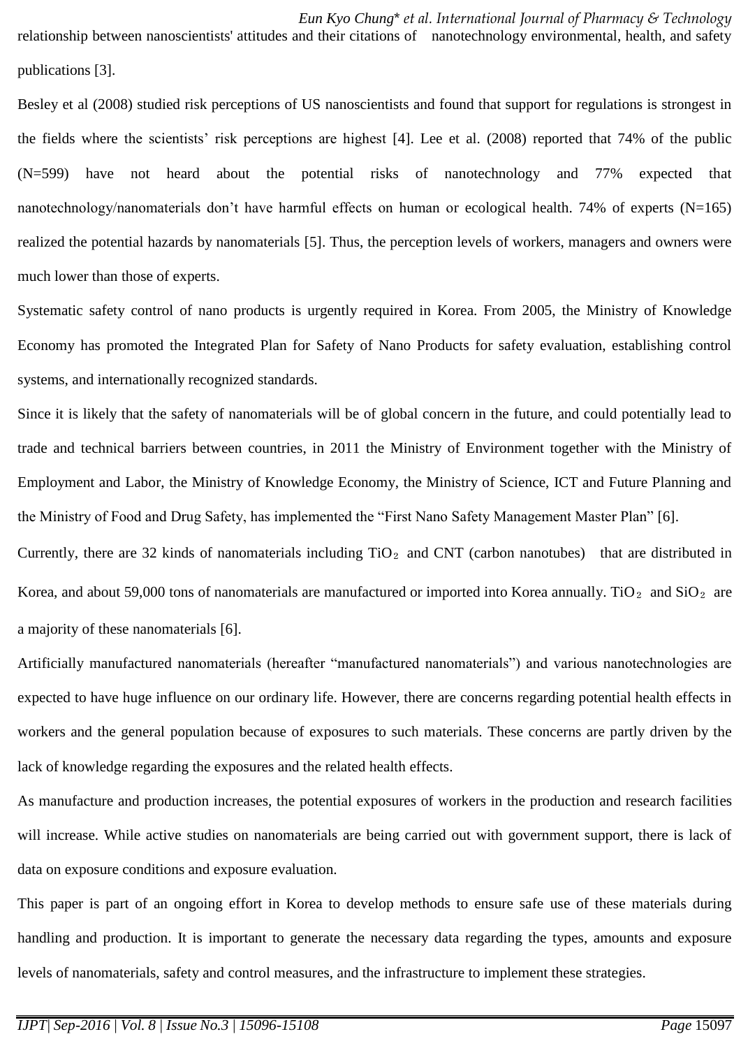relationship between nanoscientists' attitudes and their citations of nanotechnology environmental, health, and safety publications [3].

Besley et al (2008) studied risk perceptions of US nanoscientists and found that support for regulations is strongest in the fields where the scientists' risk perceptions are highest [4]. Lee et al. (2008) reported that 74% of the public (N=599) have not heard about the potential risks of nanotechnology and 77% expected that nanotechnology/nanomaterials don't have harmful effects on human or ecological health. 74% of experts (N=165) realized the potential hazards by nanomaterials [5]. Thus, the perception levels of workers, managers and owners were much lower than those of experts.

Systematic safety control of nano products is urgently required in Korea. From 2005, the Ministry of Knowledge Economy has promoted the Integrated Plan for Safety of Nano Products for safety evaluation, establishing control systems, and internationally recognized standards.

Since it is likely that the safety of nanomaterials will be of global concern in the future, and could potentially lead to trade and technical barriers between countries, in 2011 the Ministry of Environment together with the Ministry of Employment and Labor, the Ministry of Knowledge Economy, the Ministry of Science, ICT and Future Planning and the Ministry of Food and Drug Safety, has implemented the "First Nano Safety Management Master Plan" [6].

Currently, there are 32 kinds of nanomaterials including $TiO_2$ and CNT (carbon nanotubes) that are distributed in Korea, and about 59,000 tons of nanomaterials are manufactured or imported into Korea annually. $TiO_2$ and $SiO_2$ are a majority of these nanomaterials [6].

Artificially manufactured nanomaterials (hereafter "manufactured nanomaterials") and various nanotechnologies are expected to have huge influence on our ordinary life. However, there are concerns regarding potential health effects in workers and the general population because of exposures to such materials. These concerns are partly driven by the lack of knowledge regarding the exposures and the related health effects.

As manufacture and production increases, the potential exposures of workers in the production and research facilities will increase. While active studies on nanomaterials are being carried out with government support, there is lack of data on exposure conditions and exposure evaluation.

This paper is part of an ongoing effort in Korea to develop methods to ensure safe use of these materials during handling and production. It is important to generate the necessary data regarding the types, amounts and exposure levels of nanomaterials, safety and control measures, and the infrastructure to implement these strategies.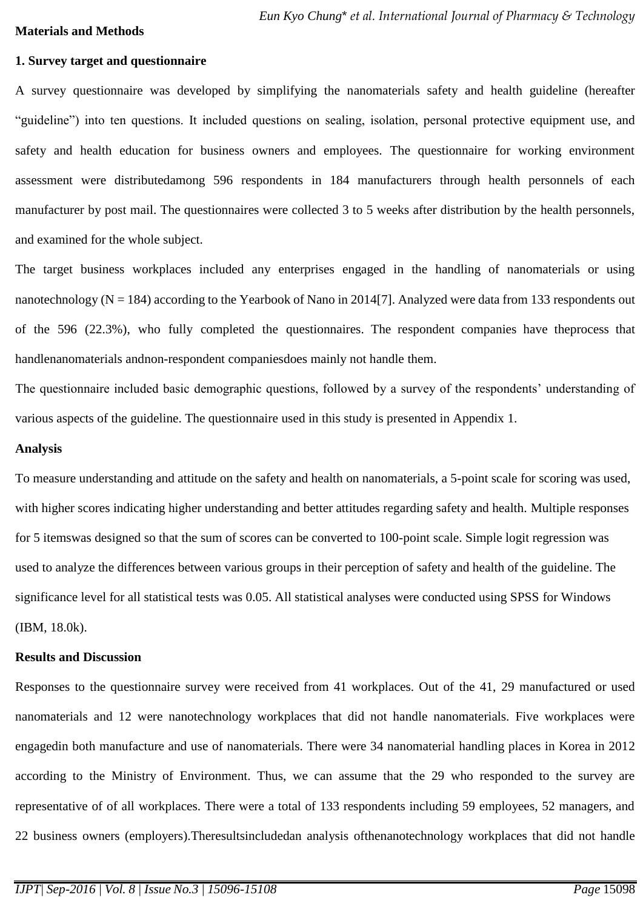**Materials and Methods**

**1. Survey target and questionnaire**

A survey questionnaire was developed by simplifying the nanomaterials safety and health guideline (hereafter "guideline") into ten questions. It included questions on sealing, isolation, personal protective equipment use, and safety and health education for business owners and employees. The questionnaire for working environment assessment were distributedamong 596 respondents in 184 manufacturers through health personnels of each manufacturer by post mail. The questionnaires were collected 3 to 5 weeks after distribution by the health personnels, and examined for the whole subject.

The target business workplaces included any enterprises engaged in the handling of nanomaterials or using nanotechnology (N = 184) according to the Yearbook of Nano in 2014[7]. Analyzed were data from 133 respondents out of the 596 (22.3%), who fully completed the questionnaires. The respondent companies have theprocess that handlenanomaterials andnon-respondent companiesdoes mainly not handle them.

The questionnaire included basic demographic questions, followed by a survey of the respondents' understanding of various aspects of the guideline. The questionnaire used in this study is presented in Appendix 1.

**Analysis**

To measure understanding and attitude on the safety and health on nanomaterials, a 5-point scale for scoring was used, with higher scores indicating higher understanding and better attitudes regarding safety and health. Multiple responses for 5 itemswas designed so that the sum of scores can be converted to 100-point scale. Simple logit regression was used to analyze the differences between various groups in their perception of safety and health of the guideline. The significance level for all statistical tests was 0.05. All statistical analyses were conducted using SPSS for Windows (IBM, 18.0k).

**Results and Discussion**

Responses to the questionnaire survey were received from 41 workplaces. Out of the 41, 29 manufactured or used nanomaterials and 12 were nanotechnology workplaces that did not handle nanomaterials. Five workplaces were engagedin both manufacture and use of nanomaterials. There were 34 nanomaterial handling places in Korea in 2012 according to the Ministry of Environment. Thus, we can assume that the 29 who responded to the survey are representative of of all workplaces. There were a total of 133 respondents including 59 employees, 52 managers, and 22 business owners (employers).Theresultsincludedan analysis ofthenanotechnology workplaces that did not handle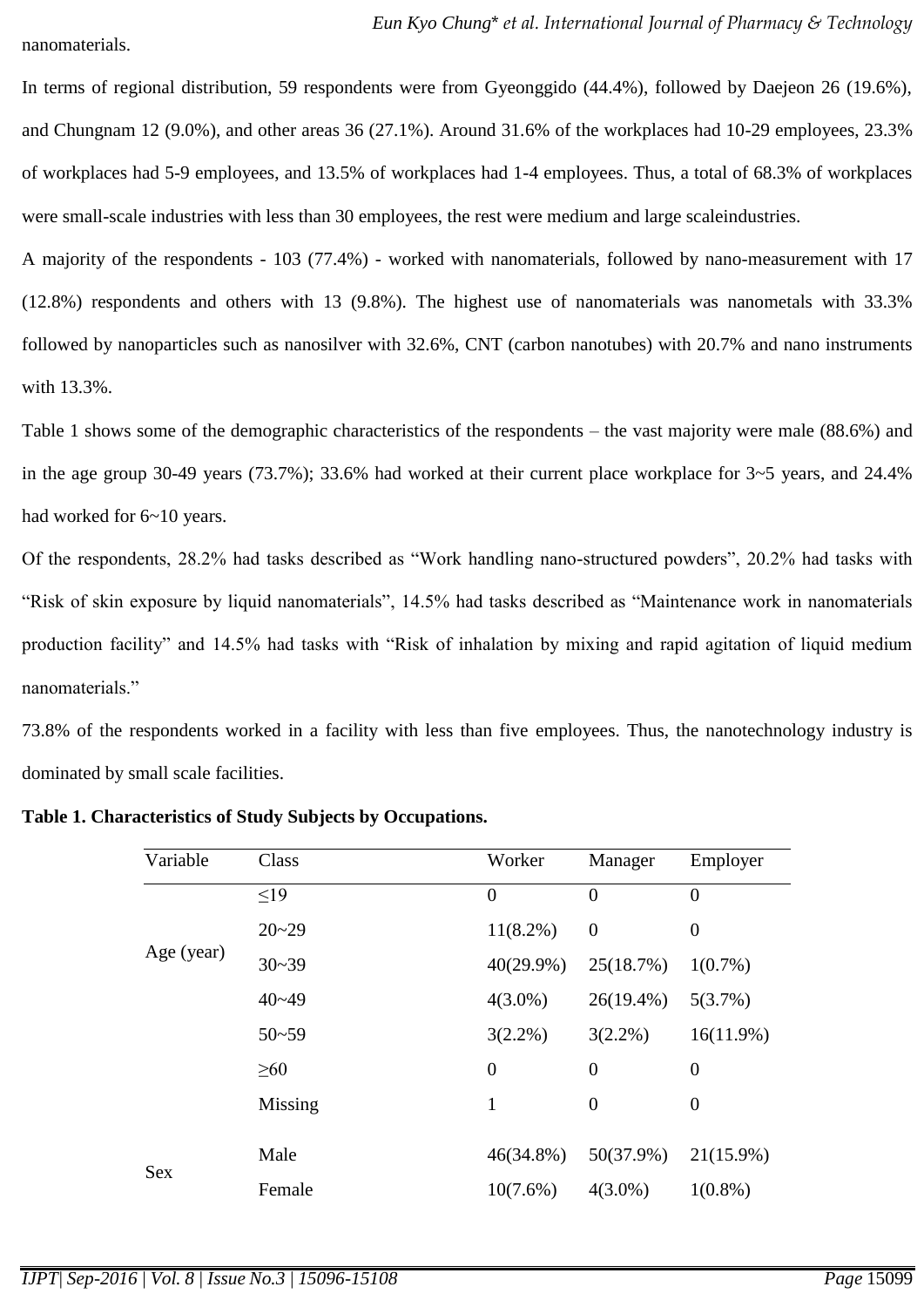nanomaterials.

In terms of regional distribution, 59 respondents were from Gyeonggido (44.4%), followed by Daejeon 26 (19.6%), and Chungnam 12 (9.0%), and other areas 36 (27.1%). Around 31.6% of the workplaces had 10-29 employees, 23.3% of workplaces had 5-9 employees, and 13.5% of workplaces had 1-4 employees. Thus, a total of 68.3% of workplaces were small-scale industries with less than 30 employees, the rest were medium and large scaleindustries.

A majority of the respondents - 103 (77.4%) - worked with nanomaterials, followed by nano-measurement with 17 (12.8%) respondents and others with 13 (9.8%). The highest use of nanomaterials was nanometals with 33.3% followed by nanoparticles such as nanosilver with 32.6%, CNT (carbon nanotubes) with 20.7% and nano instruments with 13.3%.

Table 1 shows some of the demographic characteristics of the respondents – the vast majority were male (88.6%) and in the age group 30-49 years (73.7%); 33.6% had worked at their current place workplace for 3~5 years, and 24.4% had worked for 6~10 years.

Of the respondents, 28.2% had tasks described as "Work handling nano-structured powders", 20.2% had tasks with "Risk of skin exposure by liquid nanomaterials", 14.5% had tasks described as "Maintenance work in nanomaterials production facility" and 14.5% had tasks with "Risk of inhalation by mixing and rapid agitation of liquid medium nanomaterials."

73.8% of the respondents worked in a facility with less than five employees. Thus, the nanotechnology industry is dominated by small scale facilities.

**Table 1. Characteristics of Study Subjects by Occupations.**

| Variable | Class | Worker | Manager | Employer |
|---|---|---|---|---|
| Age (year) | ≤19 | 0 | 0 | 0 |
| | 20~29 | 11(8.2%) | 0 | 0 |
| | 30~39 | 40(29.9%) | 25(18.7%) | 1(0.7%) |
| | 40~49 | 4(3.0%) | 26(19.4%) | 5(3.7%) |
| | 50~59 | 3(2.2%) | 3(2.2%) | 16(11.9%) |
| | ≥60 | 0 | 0 | 0 |
| | Missing | 1 | 0 | 0 |
| Sex | Male | 46(34.8%) | 50(37.9%) | 21(15.9%) |
| | Female | 10(7.6%) | 4(3.0%) | 1(0.8%) |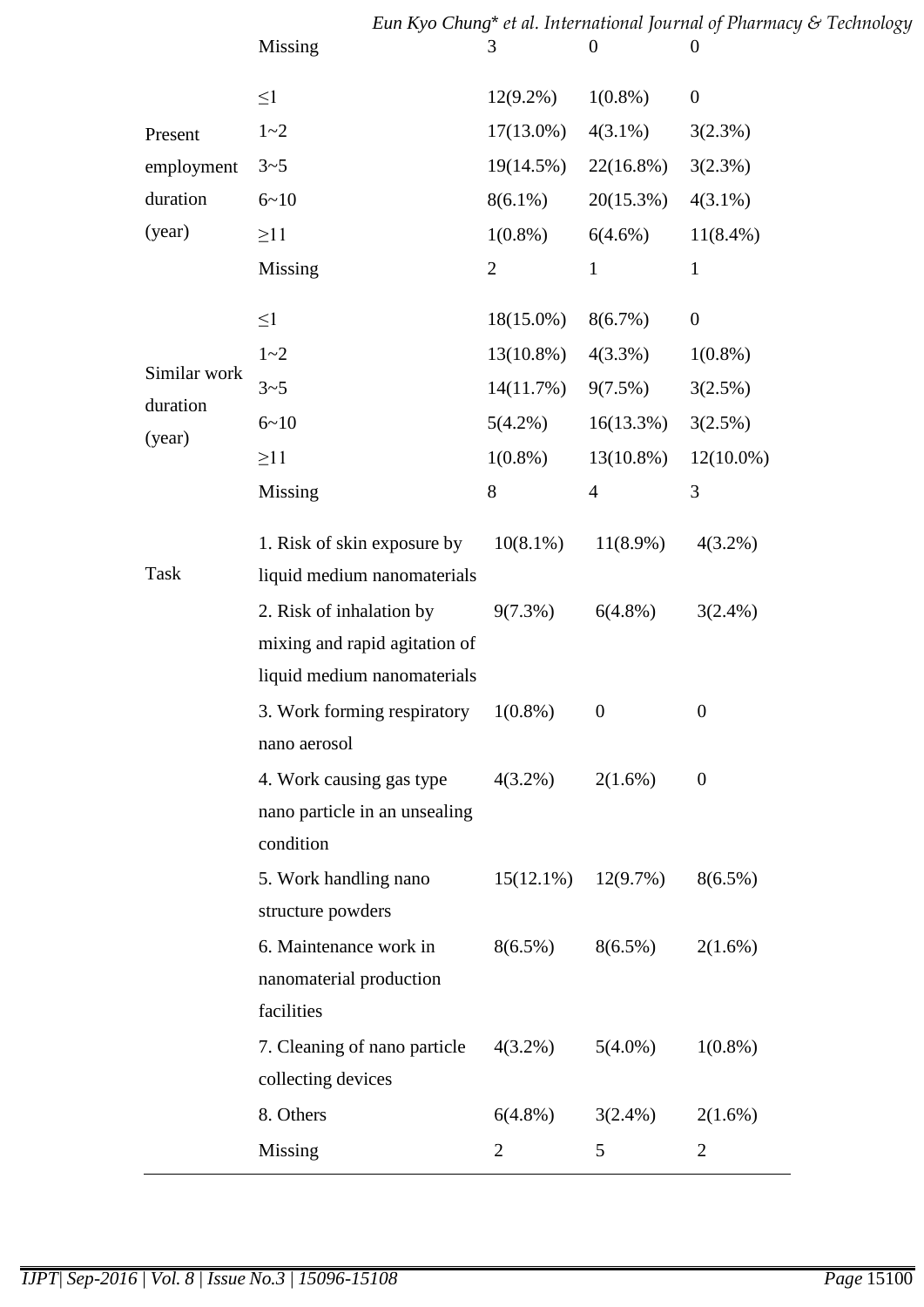| | | | | |
|---|---|---|---|---|
| | Missing | 3 | 0 | 0 |
| Present employment duration (year) | ≤1 | 12(9.2%) | 1(0.8%) | 0 |
| | 1~2 | 17(13.0%) | 4(3.1%) | 3(2.3%) |
| | 3~5 | 19(14.5%) | 22(16.8%) | 3(2.3%) |
| | 6~10 | 8(6.1%) | 20(15.3%) | 4(3.1%) |
| | ≥11 | 1(0.8%) | 6(4.6%) | 11(8.4%) |
| | Missing | 2 | 1 | 1 |
| Similar work duration (year) | ≤1 | 18(15.0%) | 8(6.7%) | 0 |
| | 1~2 | 13(10.8%) | 4(3.3%) | 1(0.8%) |
| | 3~5 | 14(11.7%) | 9(7.5%) | 3(2.5%) |
| | 6~10 | 5(4.2%) | 16(13.3%) | 3(2.5%) |
| | ≥11 | 1(0.8%) | 13(10.8%) | 12(10.0%) |
| | Missing | 8 | 4 | 3 |
| Task | 1. Risk of skin exposure by liquid medium nanomaterials | 10(8.1%) | 11(8.9%) | 4(3.2%) |
| | 2. Risk of inhalation by mixing and rapid agitation of liquid medium nanomaterials | 9(7.3%) | 6(4.8%) | 3(2.4%) |
| | 3. Work forming respiratory nano aerosol | 1(0.8%) | 0 | 0 |
| | 4. Work causing gas type nano particle in an unsealing condition | 4(3.2%) | 2(1.6%) | 0 |
| | 5. Work handling nano structure powders | 15(12.1%) | 12(9.7%) | 8(6.5%) |
| | 6. Maintenance work in nanomaterial production facilities | 8(6.5%) | 8(6.5%) | 2(1.6%) |
| | 7. Cleaning of nano particle collecting devices | 4(3.2%) | 5(4.0%) | 1(0.8%) |
| | 8. Others | 6(4.8%) | 3(2.4%) | 2(1.6%) |
| | Missing | 2 | 5 | 2 |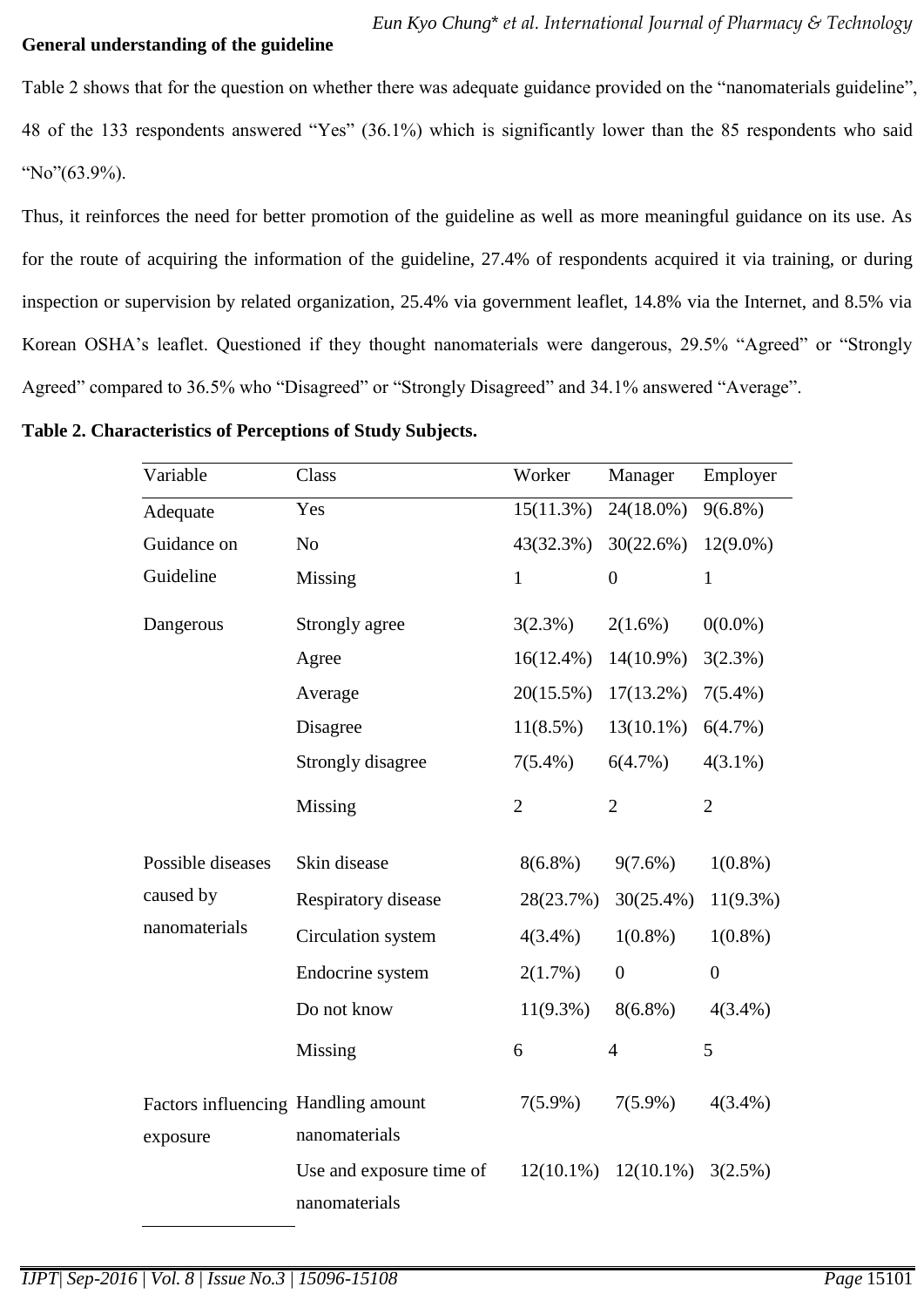**General understanding of the guideline**

Table 2 shows that for the question on whether there was adequate guidance provided on the "nanomaterials guideline", 48 of the 133 respondents answered "Yes" (36.1%) which is significantly lower than the 85 respondents who said "No"(63.9%).

Thus, it reinforces the need for better promotion of the guideline as well as more meaningful guidance on its use. As for the route of acquiring the information of the guideline, 27.4% of respondents acquired it via training, or during inspection or supervision by related organization, 25.4% via government leaflet, 14.8% via the Internet, and 8.5% via Korean OSHA's leaflet. Questioned if they thought nanomaterials were dangerous, 29.5% "Agreed" or "Strongly Agreed" compared to 36.5% who "Disagreed" or "Strongly Disagreed" and 34.1% answered "Average".

**Table 2. Characteristics of Perceptions of Study Subjects.**

| Variable | Class | Worker | Manager | Employer |
|---|---|---|---|---|
| Adequate Guidance on Guideline | Yes | 15(11.3%) | 24(18.0%) | 9(6.8%) |
| | No | 43(32.3%) | 30(22.6%) | 12(9.0%) |
| | Missing | 1 | 0 | 1 |
| Dangerous | Strongly agree | 3(2.3%) | 2(1.6%) | 0(0.0%) |
| | Agree | 16(12.4%) | 14(10.9%) | 3(2.3%) |
| | Average | 20(15.5%) | 17(13.2%) | 7(5.4%) |
| | Disagree | 11(8.5%) | 13(10.1%) | 6(4.7%) |
| | Strongly disagree | 7(5.4%) | 6(4.7%) | 4(3.1%) |
| | Missing | 2 | 2 | 2 |
| Possible diseases caused by nanomaterials | Skin disease | 8(6.8%) | 9(7.6%) | 1(0.8%) |
| | Respiratory disease | 28(23.7%) | 30(25.4%) | 11(9.3%) |
| | Circulation system | 4(3.4%) | 1(0.8%) | 1(0.8%) |
| | Endocrine system | 2(1.7%) | 0 | 0 |
| | Do not know | 11(9.3%) | 8(6.8%) | 4(3.4%) |
| | Missing | 6 | 4 | 5 |
| Factors influencing exposure | Handling amount nanomaterials | 7(5.9%) | 7(5.9%) | 4(3.4%) |
| | Use and exposure time of nanomaterials | 12(10.1%) | 12(10.1%) | 3(2.5%) |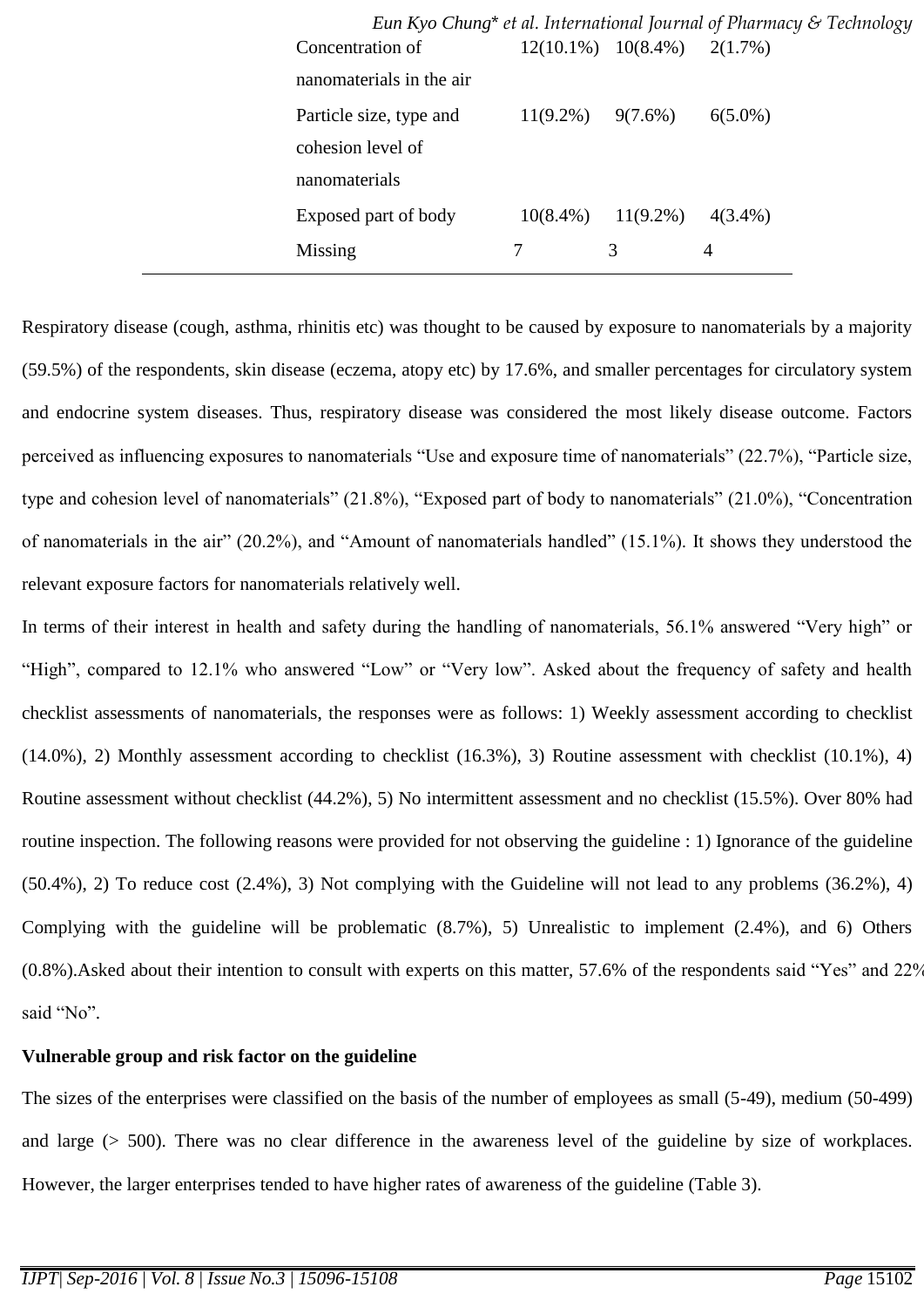| | | | |
|---|---|---|---|
| Concentration of nanomaterials in the air | 12(10.1%) | 10(8.4%) | 2(1.7%) |
| Particle size, type and cohesion level of nanomaterials | 11(9.2%) | 9(7.6%) | 6(5.0%) |
| Exposed part of body | 10(8.4%) | 11(9.2%) | 4(3.4%) |
| Missing | 7 | 3 | 4 |

Respiratory disease (cough, asthma, rhinitis etc) was thought to be caused by exposure to nanomaterials by a majority (59.5%) of the respondents, skin disease (eczema, atopy etc) by 17.6%, and smaller percentages for circulatory system and endocrine system diseases. Thus, respiratory disease was considered the most likely disease outcome. Factors perceived as influencing exposures to nanomaterials "Use and exposure time of nanomaterials" (22.7%), "Particle size, type and cohesion level of nanomaterials" (21.8%), "Exposed part of body to nanomaterials" (21.0%), "Concentration of nanomaterials in the air" (20.2%), and "Amount of nanomaterials handled" (15.1%). It shows they understood the relevant exposure factors for nanomaterials relatively well.

In terms of their interest in health and safety during the handling of nanomaterials, 56.1% answered "Very high" or "High", compared to 12.1% who answered "Low" or "Very low". Asked about the frequency of safety and health checklist assessments of nanomaterials, the responses were as follows: 1) Weekly assessment according to checklist (14.0%), 2) Monthly assessment according to checklist (16.3%), 3) Routine assessment with checklist (10.1%), 4) Routine assessment without checklist (44.2%), 5) No intermittent assessment and no checklist (15.5%). Over 80% had routine inspection. The following reasons were provided for not observing the guideline : 1) Ignorance of the guideline (50.4%), 2) To reduce cost (2.4%), 3) Not complying with the Guideline will not lead to any problems (36.2%), 4) Complying with the guideline will be problematic (8.7%), 5) Unrealistic to implement (2.4%), and 6) Others (0.8%).Asked about their intention to consult with experts on this matter, 57.6% of the respondents said "Yes" and 22% said "No".

**Vulnerable group and risk factor on the guideline**

The sizes of the enterprises were classified on the basis of the number of employees as small (5-49), medium (50-499) and large (> 500). There was no clear difference in the awareness level of the guideline by size of workplaces. However, the larger enterprises tended to have higher rates of awareness of the guideline (Table 3).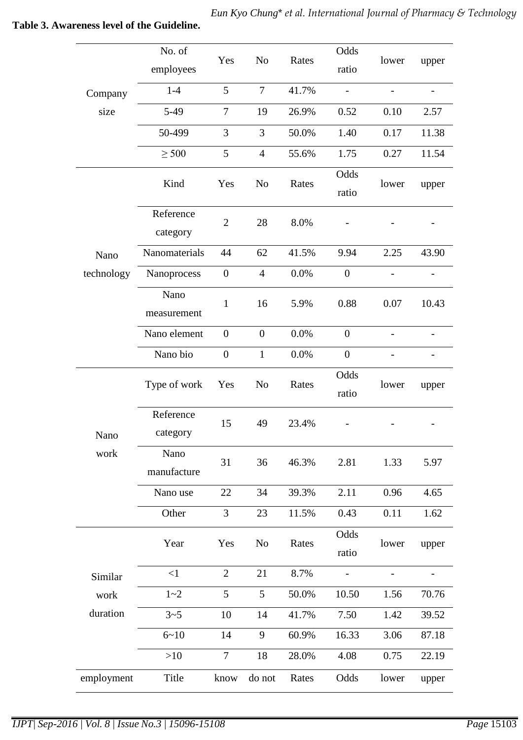**Table 3. Awareness level of the Guideline.**

| | No. of employees | Yes | No | Rates | Odds ratio | lower | upper |
|---|---|---|---|---|---|---|---|
| Company size | 1-4 | 5 | 7 | 41.7% | - | - | - |
| | 5-49 | 7 | 19 | 26.9% | 0.52 | 0.10 | 2.57 |
| | 50-499 | 3 | 3 | 50.0% | 1.40 | 0.17 | 11.38 |
| | ≥ 500 | 5 | 4 | 55.6% | 1.75 | 0.27 | 11.54 |
| | Kind | Yes | No | Rates | Odds ratio | lower | upper |
| Nano technology | Reference category | 2 | 28 | 8.0% | - | - | - |
| | Nanomaterials | 44 | 62 | 41.5% | 9.94 | 2.25 | 43.90 |
| | Nanoprocess | 0 | 4 | 0.0% | 0 | - | - |
| | Nano measurement | 1 | 16 | 5.9% | 0.88 | 0.07 | 10.43 |
| | Nano element | 0 | 0 | 0.0% | 0 | - | - |
| | Nano bio | 0 | 1 | 0.0% | 0 | - | - |
| | Type of work | Yes | No | Rates | Odds ratio | lower | upper |
| Nano work | Reference category | 15 | 49 | 23.4% | - | - | - |
| | Nano manufacture | 31 | 36 | 46.3% | 2.81 | 1.33 | 5.97 |
| | Nano use | 22 | 34 | 39.3% | 2.11 | 0.96 | 4.65 |
| | Other | 3 | 23 | 11.5% | 0.43 | 0.11 | 1.62 |
| | Year | Yes | No | Rates | Odds ratio | lower | upper |
| Similar work duration | <1 | 2 | 21 | 8.7% | - | - | - |
| | 1~2 | 5 | 5 | 50.0% | 10.50 | 1.56 | 70.76 |
| | 3~5 | 10 | 14 | 41.7% | 7.50 | 1.42 | 39.52 |
| | 6~10 | 14 | 9 | 60.9% | 16.33 | 3.06 | 87.18 |
| | >10 | 7 | 18 | 28.0% | 4.08 | 0.75 | 22.19 |
| employment | Title | know | do not | Rates | Odds | lower | upper |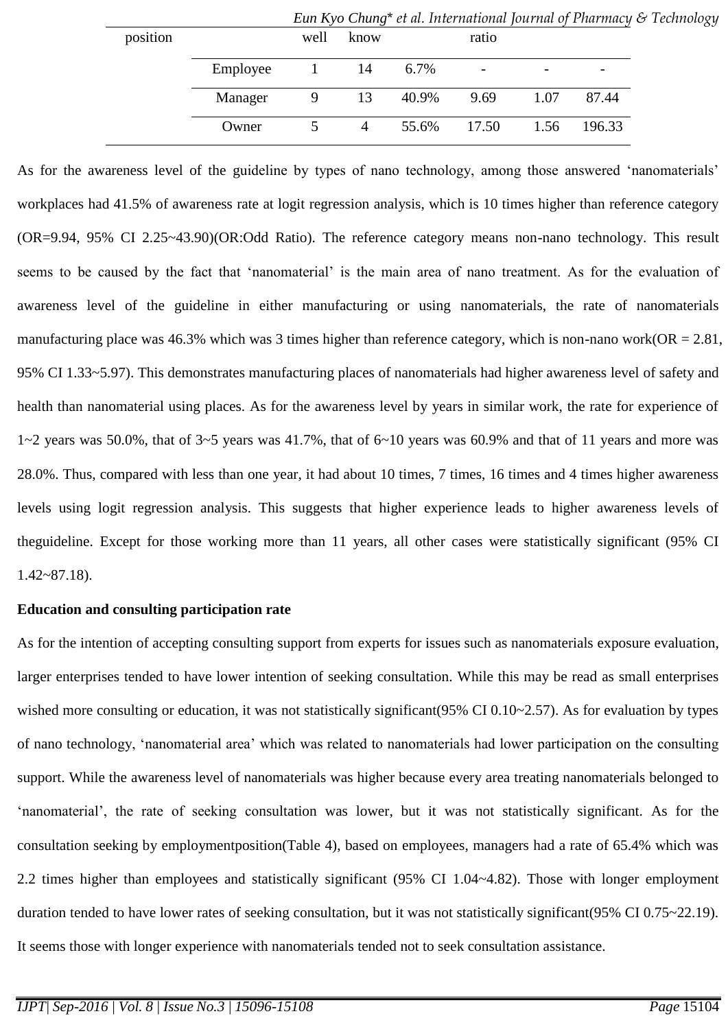| position | | well | know | | ratio | | |
|---|---|---|---|---|---|---|---|
| | Employee | 1 | 14 | 6.7% | - | - | - |
| | Manager | 9 | 13 | 40.9% | 9.69 | 1.07 | 87.44 |
| | Owner | 5 | 4 | 55.6% | 17.50 | 1.56 | 196.33 |

As for the awareness level of the guideline by types of nano technology, among those answered 'nanomaterials' workplaces had 41.5% of awareness rate at logit regression analysis, which is 10 times higher than reference category (OR=9.94, 95% CI 2.25~43.90)(OR:Odd Ratio). The reference category means non-nano technology. This result seems to be caused by the fact that 'nanomaterial' is the main area of nano treatment. As for the evaluation of awareness level of the guideline in either manufacturing or using nanomaterials, the rate of nanomaterials manufacturing place was 46.3% which was 3 times higher than reference category, which is non-nano work(OR = 2.81, 95% CI 1.33~5.97). This demonstrates manufacturing places of nanomaterials had higher awareness level of safety and health than nanomaterial using places. As for the awareness level by years in similar work, the rate for experience of 1~2 years was 50.0%, that of 3~5 years was 41.7%, that of 6~10 years was 60.9% and that of 11 years and more was 28.0%. Thus, compared with less than one year, it had about 10 times, 7 times, 16 times and 4 times higher awareness levels using logit regression analysis. This suggests that higher experience leads to higher awareness levels of theguideline. Except for those working more than 11 years, all other cases were statistically significant (95% CI 1.42~87.18).

**Education and consulting participation rate**

As for the intention of accepting consulting support from experts for issues such as nanomaterials exposure evaluation, larger enterprises tended to have lower intention of seeking consultation. While this may be read as small enterprises wished more consulting or education, it was not statistically significant(95% CI 0.10~2.57). As for evaluation by types of nano technology, 'nanomaterial area' which was related to nanomaterials had lower participation on the consulting support. While the awareness level of nanomaterials was higher because every area treating nanomaterials belonged to 'nanomaterial', the rate of seeking consultation was lower, but it was not statistically significant. As for the consultation seeking by employmentposition(Table 4), based on employees, managers had a rate of 65.4% which was 2.2 times higher than employees and statistically significant (95% CI 1.04~4.82). Those with longer employment duration tended to have lower rates of seeking consultation, but it was not statistically significant(95% CI 0.75~22.19). It seems those with longer experience with nanomaterials tended not to seek consultation assistance.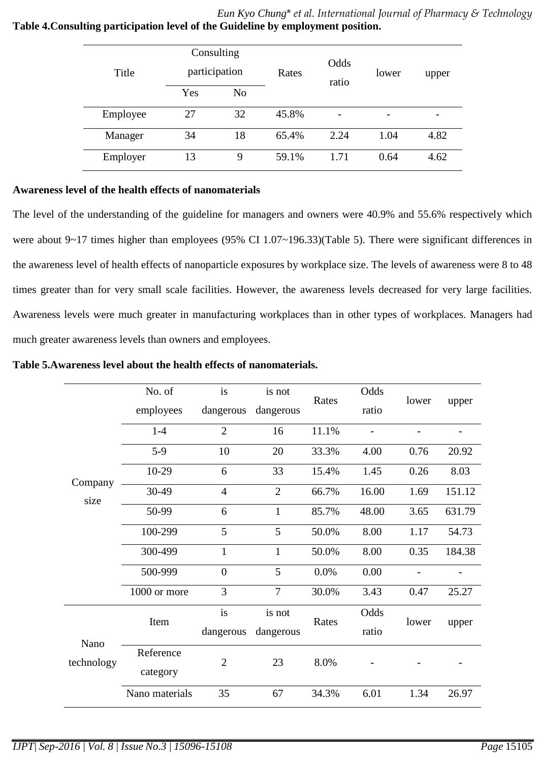**Table 4.Consulting participation level of the Guideline by employment position.**

| Title | Consulting participation | | Rates | Odds ratio | lower | upper |
|---|---|---|---|---|---|---|
| | Yes | No | | | | |
| Employee | 27 | 32 | 45.8% | - | - | - |
| Manager | 34 | 18 | 65.4% | 2.24 | 1.04 | 4.82 |
| Employer | 13 | 9 | 59.1% | 1.71 | 0.64 | 4.62 |

**Awareness level of the health effects of nanomaterials**

The level of the understanding of the guideline for managers and owners were 40.9% and 55.6% respectively which were about 9~17 times higher than employees (95% CI 1.07~196.33)(Table 5). There were significant differences in the awareness level of health effects of nanoparticle exposures by workplace size. The levels of awareness were 8 to 48 times greater than for very small scale facilities. However, the awareness levels decreased for very large facilities. Awareness levels were much greater in manufacturing workplaces than in other types of workplaces. Managers had much greater awareness levels than owners and employees.

**Table 5.Awareness level about the health effects of nanomaterials.**

| | No. of employees | is dangerous | is not dangerous | Rates | Odds ratio | lower | upper |
|---|---|---|---|---|---|---|---|
| Company size | 1-4 | 2 | 16 | 11.1% | - | - | - |
| | 5-9 | 10 | 20 | 33.3% | 4.00 | 0.76 | 20.92 |
| | 10-29 | 6 | 33 | 15.4% | 1.45 | 0.26 | 8.03 |
| | 30-49 | 4 | 2 | 66.7% | 16.00 | 1.69 | 151.12 |
| | 50-99 | 6 | 1 | 85.7% | 48.00 | 3.65 | 631.79 |
| | 100-299 | 5 | 5 | 50.0% | 8.00 | 1.17 | 54.73 |
| | 300-499 | 1 | 1 | 50.0% | 8.00 | 0.35 | 184.38 |
| | 500-999 | 0 | 5 | 0.0% | 0.00 | - | - |
| | 1000 or more | 3 | 7 | 30.0% | 3.43 | 0.47 | 25.27 |
| Nano technology | Item | is dangerous | is not dangerous | Rates | Odds ratio | lower | upper |
| | Reference category | 2 | 23 | 8.0% | - | - | - |
| | Nano materials | 35 | 67 | 34.3% | 6.01 | 1.34 | 26.97 |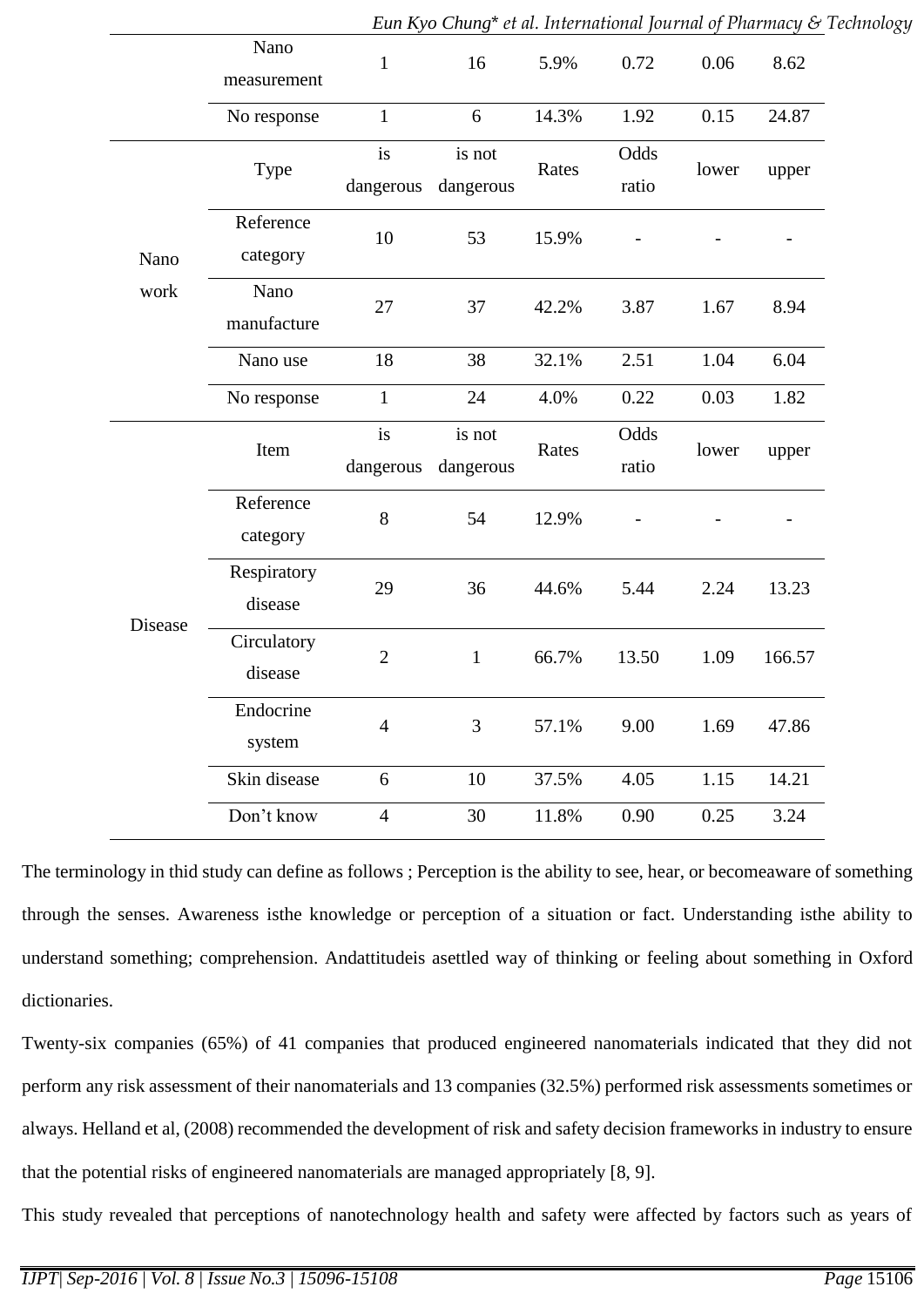| | Nano measurement | 1 | 16 | 5.9% | 0.72 | 0.06 | 8.62 |
|---|---|---|---|---|---|---|---|
| | No response | 1 | 6 | 14.3% | 1.92 | 0.15 | 24.87 |
| Nano work | Type | is dangerous | is not dangerous | Rates | Odds ratio | lower | upper |
| | Reference category | 10 | 53 | 15.9% | - | - | - |
| | Nano manufacture | 27 | 37 | 42.2% | 3.87 | 1.67 | 8.94 |
| | Nano use | 18 | 38 | 32.1% | 2.51 | 1.04 | 6.04 |
| | No response | 1 | 24 | 4.0% | 0.22 | 0.03 | 1.82 |
| Disease | Item | is dangerous | is not dangerous | Rates | Odds ratio | lower | upper |
| | Reference category | 8 | 54 | 12.9% | - | - | - |
| | Respiratory disease | 29 | 36 | 44.6% | 5.44 | 2.24 | 13.23 |
| | Circulatory disease | 2 | 1 | 66.7% | 13.50 | 1.09 | 166.57 |
| | Endocrine system | 4 | 3 | 57.1% | 9.00 | 1.69 | 47.86 |
| | Skin disease | 6 | 10 | 37.5% | 4.05 | 1.15 | 14.21 |
| | Don't know | 4 | 30 | 11.8% | 0.90 | 0.25 | 3.24 |

The terminology in thid study can define as follows ; Perception is the ability to see, hear, or becomeaware of something through the senses. Awareness isthe knowledge or perception of a situation or fact. Understanding isthe ability to understand something; comprehension. Andattitudeis asettled way of thinking or feeling about something in Oxford dictionaries.

Twenty-six companies (65%) of 41 companies that produced engineered nanomaterials indicated that they did not perform any risk assessment of their nanomaterials and 13 companies (32.5%) performed risk assessments sometimes or always. Helland et al, (2008) recommended the development of risk and safety decision frameworks in industry to ensure that the potential risks of engineered nanomaterials are managed appropriately [8, 9].

This study revealed that perceptions of nanotechnology health and safety were affected by factors such as years of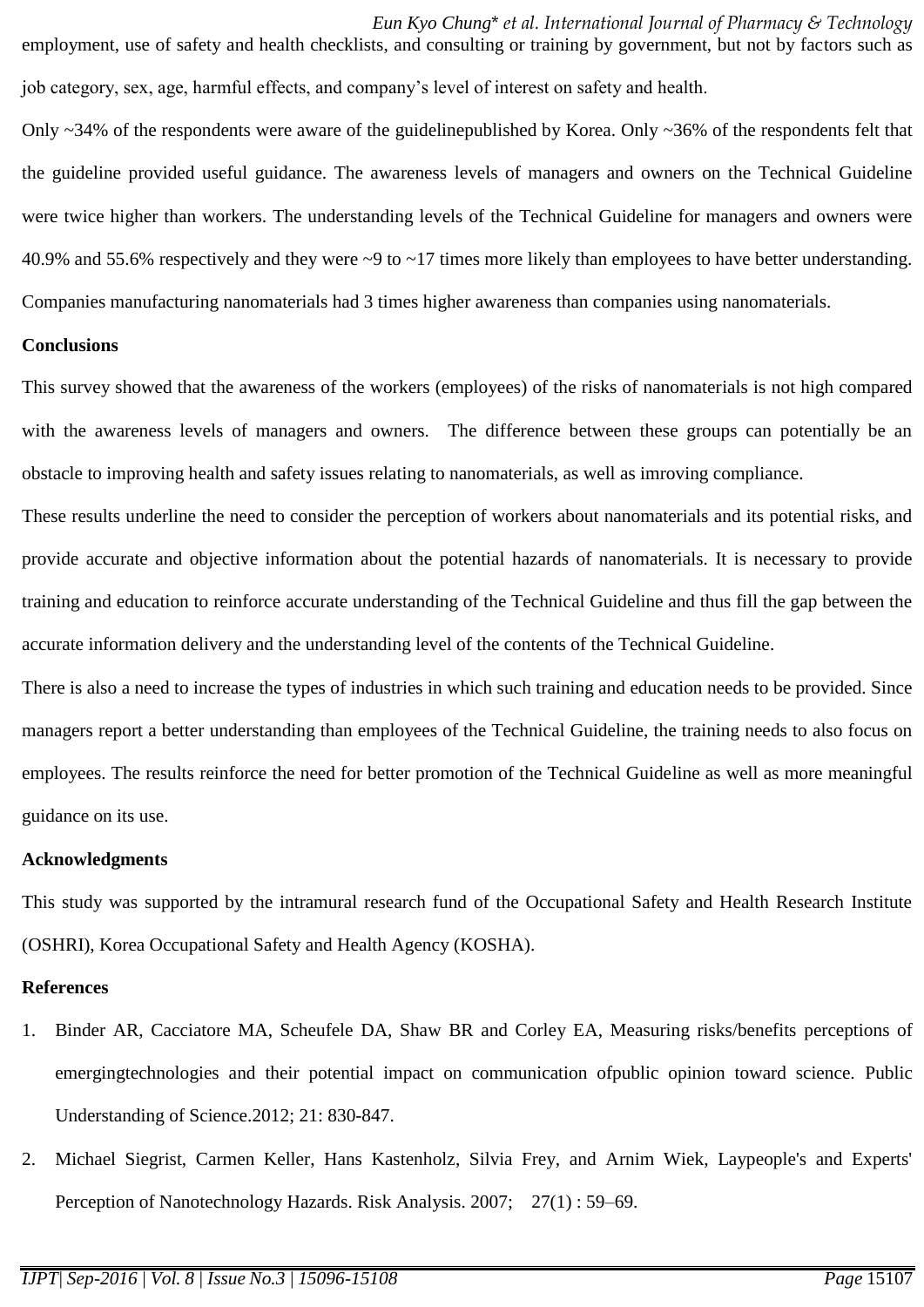employment, use of safety and health checklists, and consulting or training by government, but not by factors such as job category, sex, age, harmful effects, and company's level of interest on safety and health.

Only ~34% of the respondents were aware of the guidelinepublished by Korea. Only ~36% of the respondents felt that the guideline provided useful guidance. The awareness levels of managers and owners on the Technical Guideline were twice higher than workers. The understanding levels of the Technical Guideline for managers and owners were 40.9% and 55.6% respectively and they were ~9 to ~17 times more likely than employees to have better understanding. Companies manufacturing nanomaterials had 3 times higher awareness than companies using nanomaterials.

**Conclusions**

This survey showed that the awareness of the workers (employees) of the risks of nanomaterials is not high compared with the awareness levels of managers and owners. The difference between these groups can potentially be an obstacle to improving health and safety issues relating to nanomaterials, as well as imroving compliance.

These results underline the need to consider the perception of workers about nanomaterials and its potential risks, and provide accurate and objective information about the potential hazards of nanomaterials. It is necessary to provide training and education to reinforce accurate understanding of the Technical Guideline and thus fill the gap between the accurate information delivery and the understanding level of the contents of the Technical Guideline.

There is also a need to increase the types of industries in which such training and education needs to be provided. Since managers report a better understanding than employees of the Technical Guideline, the training needs to also focus on employees. The results reinforce the need for better promotion of the Technical Guideline as well as more meaningful guidance on its use.

**Acknowledgments**

This study was supported by the intramural research fund of the Occupational Safety and Health Research Institute (OSHRI), Korea Occupational Safety and Health Agency (KOSHA).

**References**

1. Binder AR, Cacciatore MA, Scheufele DA, Shaw BR and Corley EA, Measuring risks/benefits perceptions of emergingtechnologies and their potential impact on communication ofpublic opinion toward science. Public Understanding of Science.2012; 21: 830-847.
2. Michael Siegrist, Carmen Keller, Hans Kastenholz, Silvia Frey, and Arnim Wiek, Laypeople's and Experts' Perception of Nanotechnology Hazards. Risk Analysis. 2007; 27(1) : 59–69.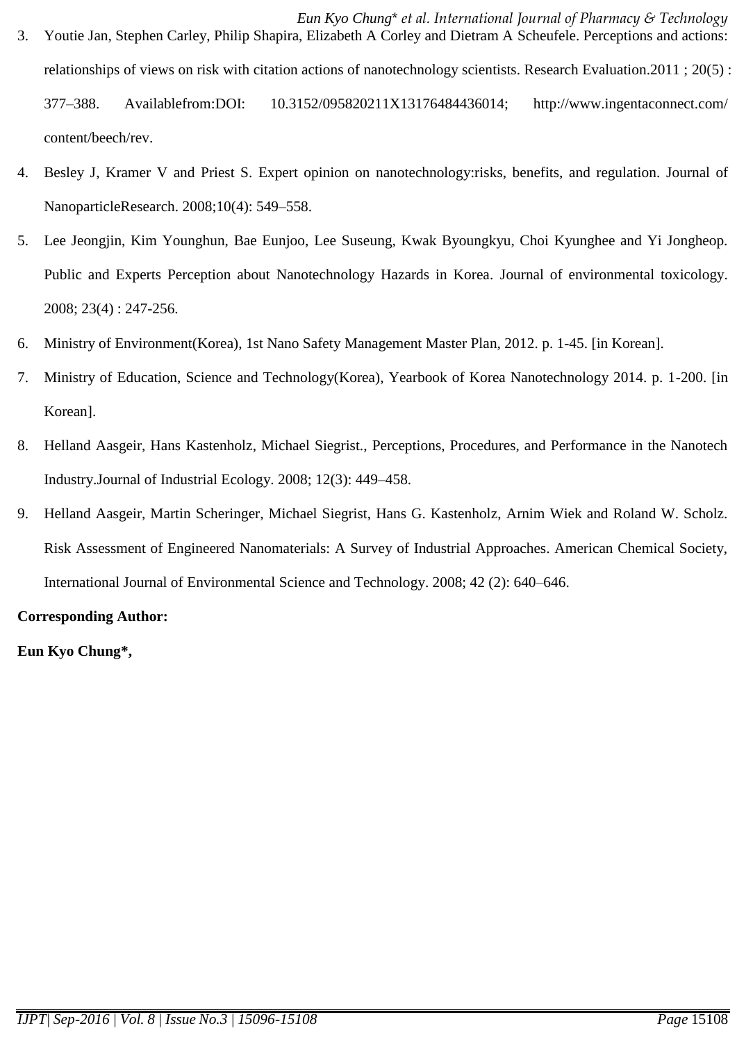3. Youtie Jan, Stephen Carley, Philip Shapira, Elizabeth A Corley and Dietram A Scheufele. Perceptions and actions: relationships of views on risk with citation actions of nanotechnology scientists. Research Evaluation.2011 ; 20(5) : 377–388. Availablefrom:DOI: 10.3152/095820211X13176484436014; http://www.ingentaconnect.com/content/beech/rev.
4. Besley J, Kramer V and Priest S. Expert opinion on nanotechnology:risks, benefits, and regulation. Journal of NanoparticleResearch. 2008;10(4): 549–558.
5. Lee Jeongjin, Kim Younghun, Bae Eunjoo, Lee Suseung, Kwak Byoungkyu, Choi Kyunghee and Yi Jongheop. Public and Experts Perception about Nanotechnology Hazards in Korea. Journal of environmental toxicology. 2008; 23(4) : 247-256.
6. Ministry of Environment(Korea), 1st Nano Safety Management Master Plan, 2012. p. 1-45. [in Korean].
7. Ministry of Education, Science and Technology(Korea), Yearbook of Korea Nanotechnology 2014. p. 1-200. [in Korean].
8. Helland Aasgeir, Hans Kastenholz, Michael Siegrist., Perceptions, Procedures, and Performance in the Nanotech Industry.Journal of Industrial Ecology. 2008; 12(3): 449–458.
9. Helland Aasgeir, Martin Scheringer, Michael Siegrist, Hans G. Kastenholz, Arnim Wiek and Roland W. Scholz. Risk Assessment of Engineered Nanomaterials: A Survey of Industrial Approaches. American Chemical Society, International Journal of Environmental Science and Technology. 2008; 42 (2): 640–646.

**Corresponding Author:**

**Eun Kyo Chung*,**